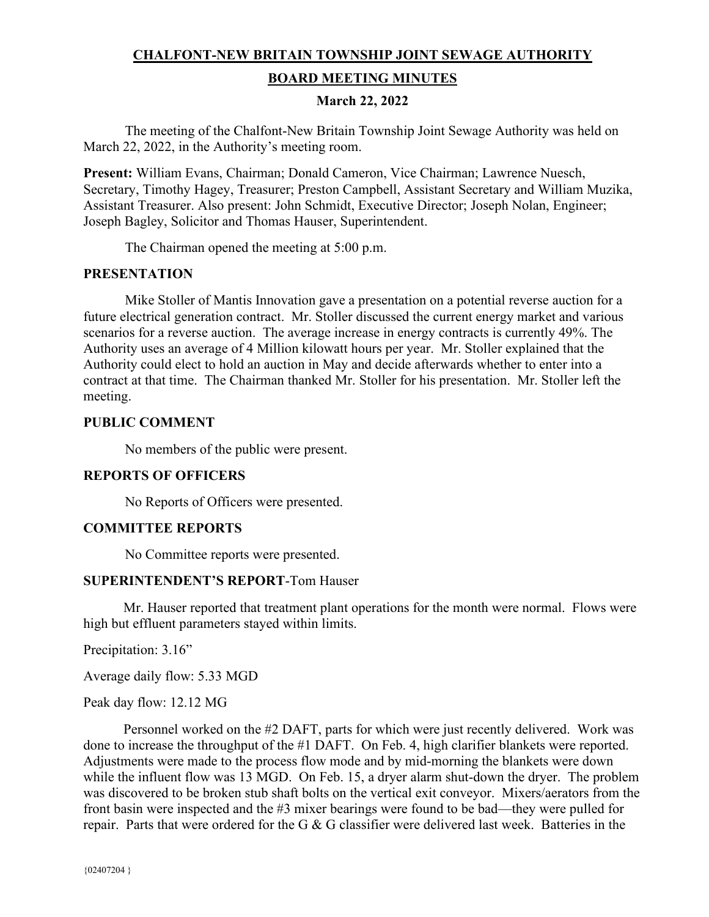# CHALFONT-NEW BRITAIN TOWNSHIP JOINT SEWAGE AUTHORITY

## BOARD MEETING MINUTES

### March 22, 2022

The meeting of the Chalfont-New Britain Township Joint Sewage Authority was held on March 22, 2022, in the Authority's meeting room.

**Present:** William Evans, Chairman; Donald Cameron, Vice Chairman; Lawrence Nuesch, Secretary, Timothy Hagey, Treasurer; Preston Campbell, Assistant Secretary and William Muzika, Assistant Treasurer. Also present: John Schmidt, Executive Director; Joseph Nolan, Engineer; Joseph Bagley, Solicitor and Thomas Hauser, Superintendent.

The Chairman opened the meeting at 5:00 p.m.

**PRESENTATION**

Mike Stoller of Mantis Innovation gave a presentation on a potential reverse auction for a future electrical generation contract. Mr. Stoller discussed the current energy market and various scenarios for a reverse auction. The average increase in energy contracts is currently 49%. The Authority uses an average of 4 Million kilowatt hours per year. Mr. Stoller explained that the Authority could elect to hold an auction in May and decide afterwards whether to enter into a contract at that time. The Chairman thanked Mr. Stoller for his presentation. Mr. Stoller left the meeting.

**PUBLIC COMMENT**

No members of the public were present.

**REPORTS OF OFFICERS**

No Reports of Officers were presented.

**COMMITTEE REPORTS**

No Committee reports were presented.

**SUPERINTENDENT'S REPORT**-Tom Hauser

Mr. Hauser reported that treatment plant operations for the month were normal. Flows were high but effluent parameters stayed within limits.

Precipitation: 3.16"

Average daily flow: 5.33 MGD

Peak day flow: 12.12 MG

Personnel worked on the #2 DAFT, parts for which were just recently delivered. Work was done to increase the throughput of the #1 DAFT. On Feb. 4, high clarifier blankets were reported. Adjustments were made to the process flow mode and by mid-morning the blankets were down while the influent flow was 13 MGD. On Feb. 15, a dryer alarm shut-down the dryer. The problem was discovered to be broken stub shaft bolts on the vertical exit conveyor. Mixers/aerators from the front basin were inspected and the #3 mixer bearings were found to be bad—they were pulled for repair. Parts that were ordered for the G & G classifier were delivered last week. Batteries in the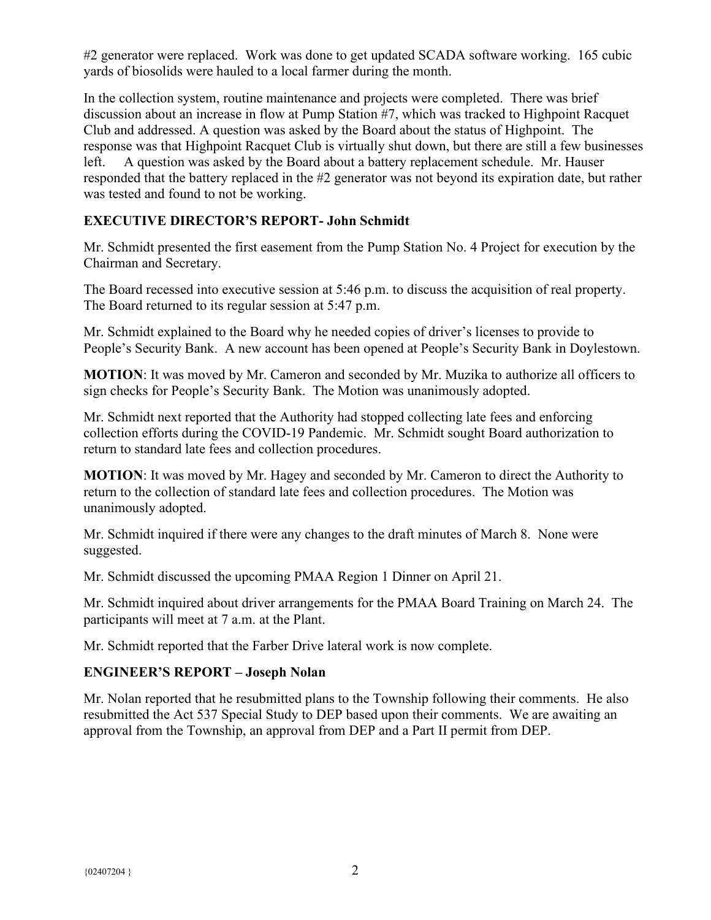#2 generator were replaced. Work was done to get updated SCADA software working. 165 cubic yards of biosolids were hauled to a local farmer during the month.

In the collection system, routine maintenance and projects were completed. There was brief discussion about an increase in flow at Pump Station #7, which was tracked to Highpoint Racquet Club and addressed. A question was asked by the Board about the status of Highpoint. The response was that Highpoint Racquet Club is virtually shut down, but there are still a few businesses left. A question was asked by the Board about a battery replacement schedule. Mr. Hauser responded that the battery replaced in the #2 generator was not beyond its expiration date, but rather was tested and found to not be working.

**EXECUTIVE DIRECTOR'S REPORT- John Schmidt**

Mr. Schmidt presented the first easement from the Pump Station No. 4 Project for execution by the Chairman and Secretary.

The Board recessed into executive session at 5:46 p.m. to discuss the acquisition of real property. The Board returned to its regular session at 5:47 p.m.

Mr. Schmidt explained to the Board why he needed copies of driver's licenses to provide to People's Security Bank. A new account has been opened at People's Security Bank in Doylestown.

**MOTION**: It was moved by Mr. Cameron and seconded by Mr. Muzika to authorize all officers to sign checks for People's Security Bank. The Motion was unanimously adopted.

Mr. Schmidt next reported that the Authority had stopped collecting late fees and enforcing collection efforts during the COVID-19 Pandemic. Mr. Schmidt sought Board authorization to return to standard late fees and collection procedures.

**MOTION**: It was moved by Mr. Hagey and seconded by Mr. Cameron to direct the Authority to return to the collection of standard late fees and collection procedures. The Motion was unanimously adopted.

Mr. Schmidt inquired if there were any changes to the draft minutes of March 8. None were suggested.

Mr. Schmidt discussed the upcoming PMAA Region 1 Dinner on April 21.

Mr. Schmidt inquired about driver arrangements for the PMAA Board Training on March 24. The participants will meet at 7 a.m. at the Plant.

Mr. Schmidt reported that the Farber Drive lateral work is now complete.

**ENGINEER'S REPORT – Joseph Nolan**

Mr. Nolan reported that he resubmitted plans to the Township following their comments. He also resubmitted the Act 537 Special Study to DEP based upon their comments. We are awaiting an approval from the Township, an approval from DEP and a Part II permit from DEP.

{02407204 }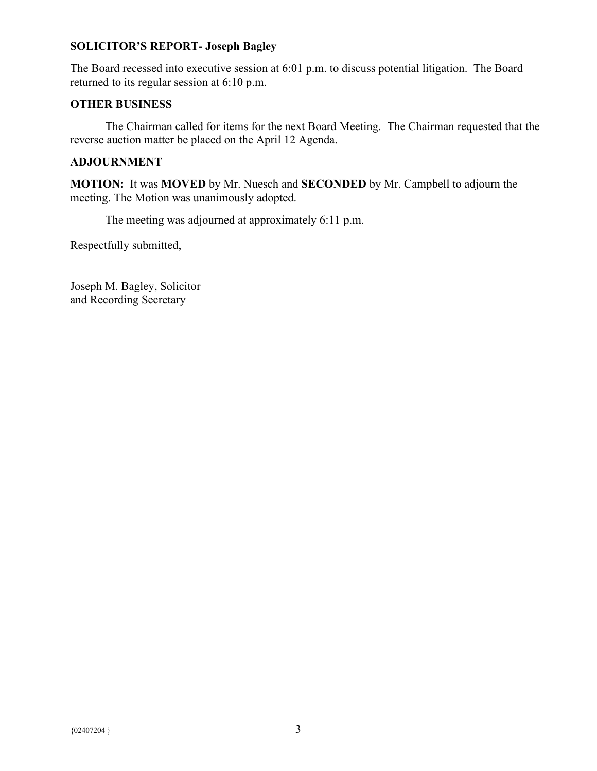**SOLICITOR'S REPORT- Joseph Bagley**

The Board recessed into executive session at 6:01 p.m. to discuss potential litigation. The Board returned to its regular session at 6:10 p.m.

**OTHER BUSINESS**

The Chairman called for items for the next Board Meeting. The Chairman requested that the reverse auction matter be placed on the April 12 Agenda.

**ADJOURNMENT**

**MOTION:** It was **MOVED** by Mr. Nuesch and **SECONDED** by Mr. Campbell to adjourn the meeting. The Motion was unanimously adopted.

The meeting was adjourned at approximately 6:11 p.m.

Respectfully submitted,

Joseph M. Bagley, Solicitor
and Recording Secretary

{02407204 }